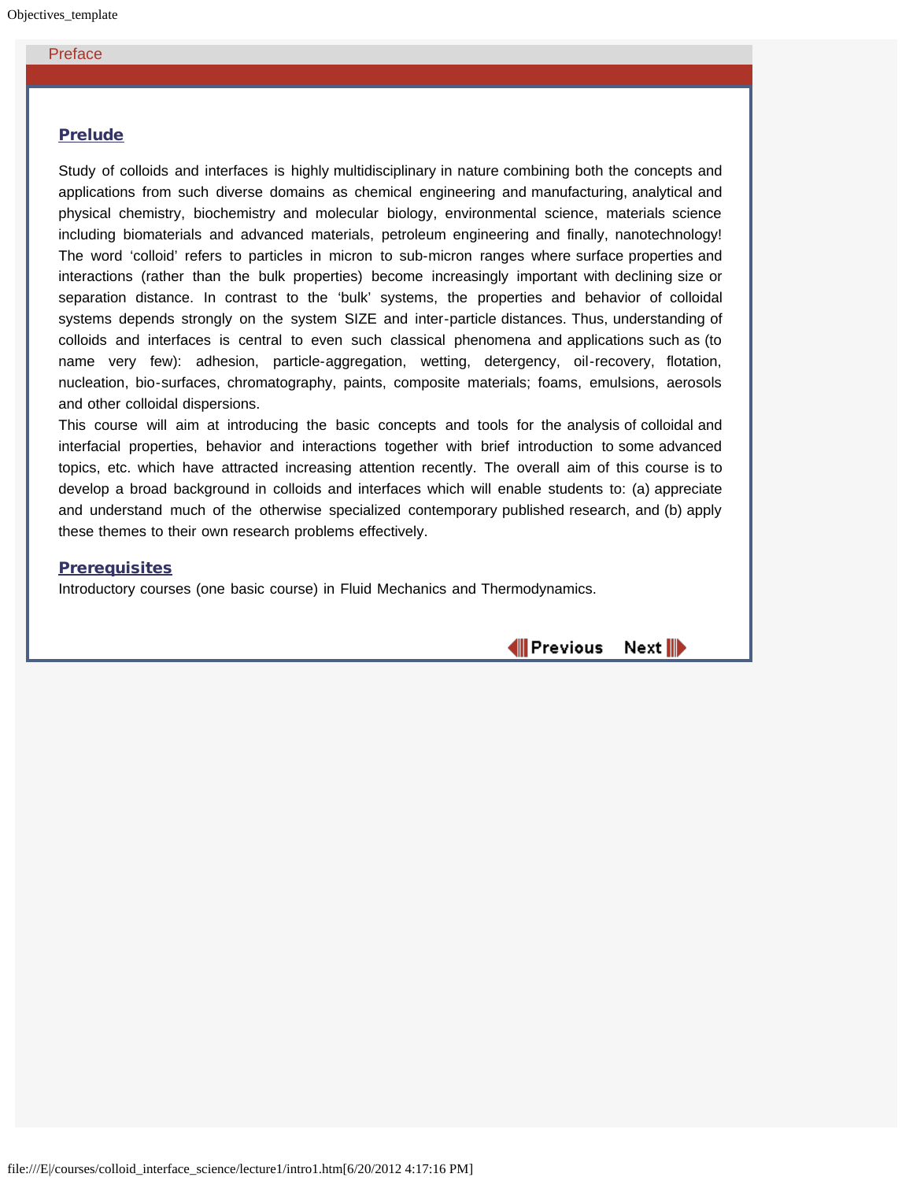## Preface

### Prelude

Study of colloids and interfaces is highly multidisciplinary in nature combining both the concepts and applications from such diverse domains as chemical engineering and manufacturing, analytical and physical chemistry, biochemistry and molecular biology, environmental science, materials science including biomaterials and advanced materials, petroleum engineering and finally, nanotechnology! The word 'colloid' refers to particles in micron to sub-micron ranges where surface properties and interactions (rather than the bulk properties) become increasingly important with declining size or separation distance. In contrast to the 'bulk' systems, the properties and behavior of colloidal systems depends strongly on the system SIZE and inter-particle distances. Thus, understanding of colloids and interfaces is central to even such classical phenomena and applications such as (to name very few): adhesion, particle-aggregation, wetting, detergency, oil-recovery, flotation, nucleation, bio-surfaces, chromatography, paints, composite materials; foams, emulsions, aerosols and other colloidal dispersions.

This course will aim at introducing the basic concepts and tools for the analysis of colloidal and interfacial properties, behavior and interactions together with brief introduction to some advanced topics, etc. which have attracted increasing attention recently. The overall aim of this course is to develop a broad background in colloids and interfaces which will enable students to: (a) appreciate and understand much of the otherwise specialized contemporary published research, and (b) apply these themes to their own research problems effectively.

### Prerequisites

Introductory courses (one basic course) in Fluid Mechanics and Thermodynamics.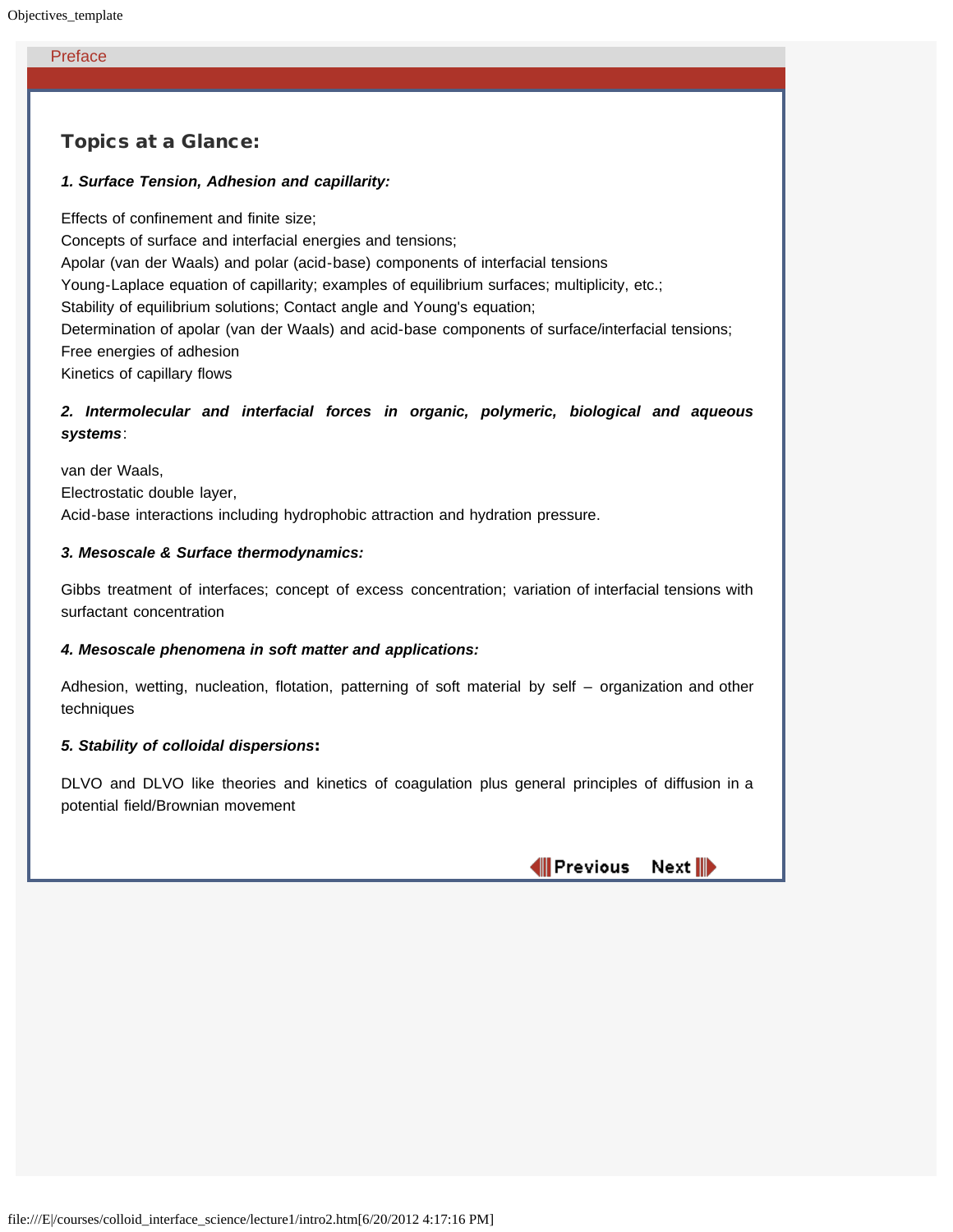Preface

## Topics at a Glance:

***1. Surface Tension, Adhesion and capillarity:***

Effects of confinement and finite size;
Concepts of surface and interfacial energies and tensions;
Apolar (van der Waals) and polar (acid-base) components of interfacial tensions
Young-Laplace equation of capillarity; examples of equilibrium surfaces; multiplicity, etc.;
Stability of equilibrium solutions; Contact angle and Young's equation;
Determination of apolar (van der Waals) and acid-base components of surface/interfacial tensions;
Free energies of adhesion
Kinetics of capillary flows

***2. Intermolecular and interfacial forces in organic, polymeric, biological and aqueous systems***:

van der Waals,
Electrostatic double layer,
Acid-base interactions including hydrophobic attraction and hydration pressure.

***3. Mesoscale & Surface thermodynamics:***

Gibbs treatment of interfaces; concept of excess concentration; variation of interfacial tensions with surfactant concentration

***4. Mesoscale phenomena in soft matter and applications:***

Adhesion, wetting, nucleation, flotation, patterning of soft material by self – organization and other techniques

***5. Stability of colloidal dispersions*****:**

DLVO and DLVO like theories and kinetics of coagulation plus general principles of diffusion in a potential field/Brownian movement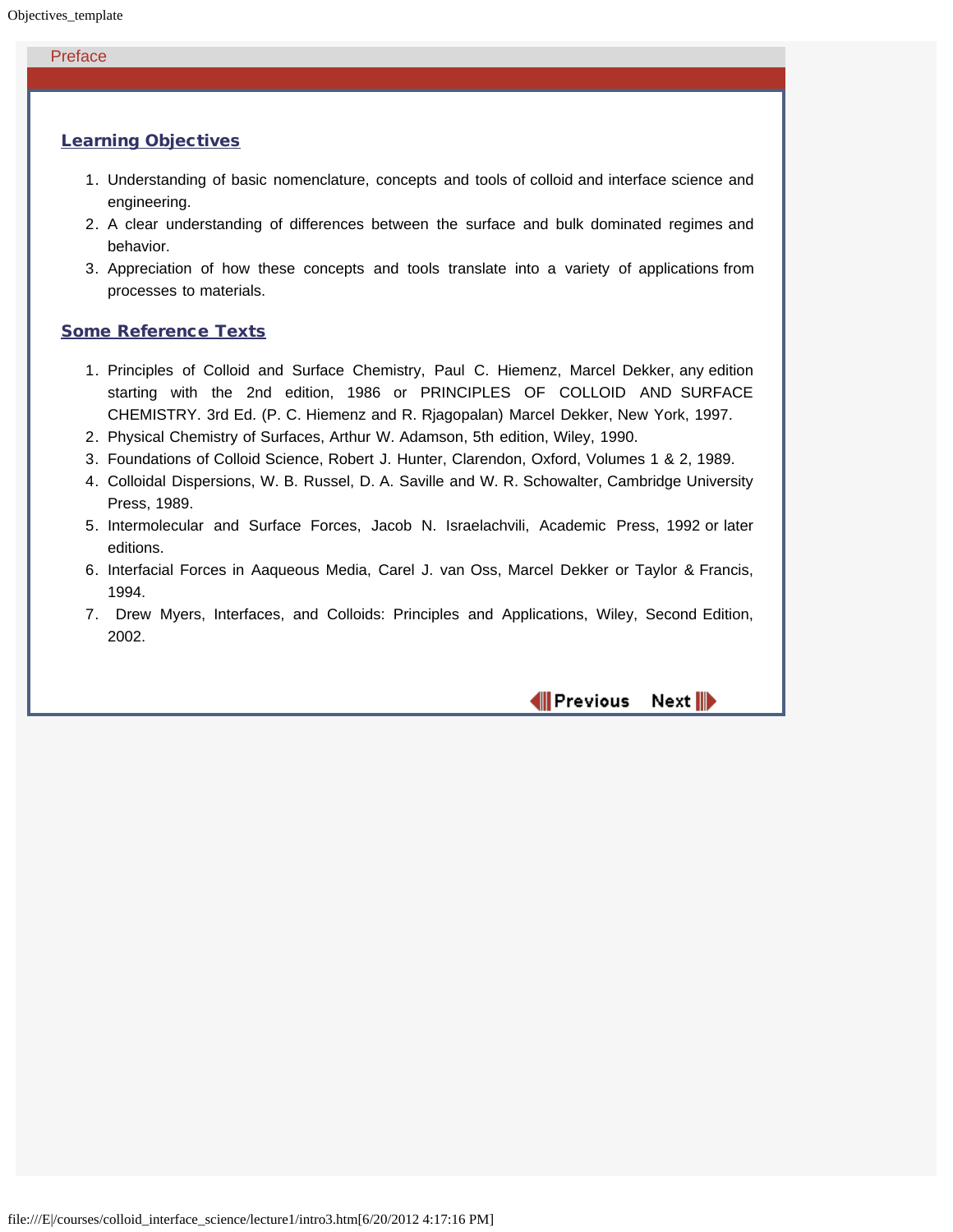Preface

## Learning Objectives

1. Understanding of basic nomenclature, concepts and tools of colloid and interface science and engineering.
2. A clear understanding of differences between the surface and bulk dominated regimes and behavior.
3. Appreciation of how these concepts and tools translate into a variety of applications from processes to materials.

## Some Reference Texts

1. Principles of Colloid and Surface Chemistry, Paul C. Hiemenz, Marcel Dekker, any edition starting with the 2nd edition, 1986 or PRINCIPLES OF COLLOID AND SURFACE CHEMISTRY. 3rd Ed. (P. C. Hiemenz and R. Rjagopalan) Marcel Dekker, New York, 1997.
2. Physical Chemistry of Surfaces, Arthur W. Adamson, 5th edition, Wiley, 1990.
3. Foundations of Colloid Science, Robert J. Hunter, Clarendon, Oxford, Volumes 1 & 2, 1989.
4. Colloidal Dispersions, W. B. Russel, D. A. Saville and W. R. Schowalter, Cambridge University Press, 1989.
5. Intermolecular and Surface Forces, Jacob N. Israelachvili, Academic Press, 1992 or later editions.
6. Interfacial Forces in Aaqueous Media, Carel J. van Oss, Marcel Dekker or Taylor & Francis, 1994.
7. Drew Myers, Interfaces, and Colloids: Principles and Applications, Wiley, Second Edition, 2002.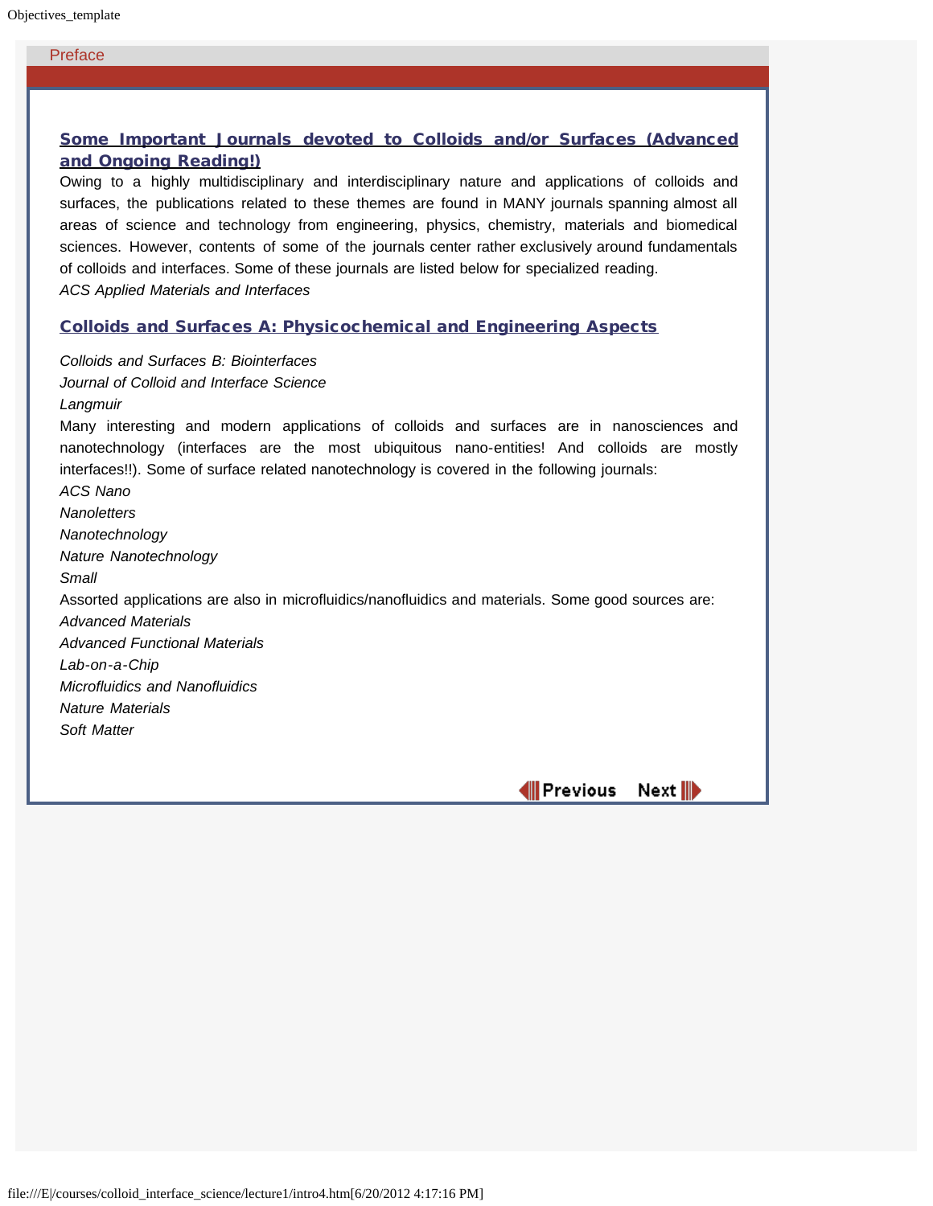Preface

## Some Important Journals devoted to Colloids and/or Surfaces (Advanced and Ongoing Reading!)

Owing to a highly multidisciplinary and interdisciplinary nature and applications of colloids and surfaces, the publications related to these themes are found in MANY journals spanning almost all areas of science and technology from engineering, physics, chemistry, materials and biomedical sciences. However, contents of some of the journals center rather exclusively around fundamentals of colloids and interfaces. Some of these journals are listed below for specialized reading.

*ACS Applied Materials and Interfaces*

## Colloids and Surfaces A: Physicochemical and Engineering Aspects

*Colloids and Surfaces B: Biointerfaces*
*Journal of Colloid and Interface Science*
*Langmuir*

Many interesting and modern applications of colloids and surfaces are in nanosciences and nanotechnology (interfaces are the most ubiquitous nano-entities! And colloids are mostly interfaces!!). Some of surface related nanotechnology is covered in the following journals:

*ACS Nano*
*Nanoletters*
*Nanotechnology*
*Nature Nanotechnology*
*Small*

Assorted applications are also in microfluidics/nanofluidics and materials. Some good sources are:

*Advanced Materials*
*Advanced Functional Materials*
*Lab-on-a-Chip*
*Microfluidics and Nanofluidics*
*Nature Materials*
*Soft Matter*